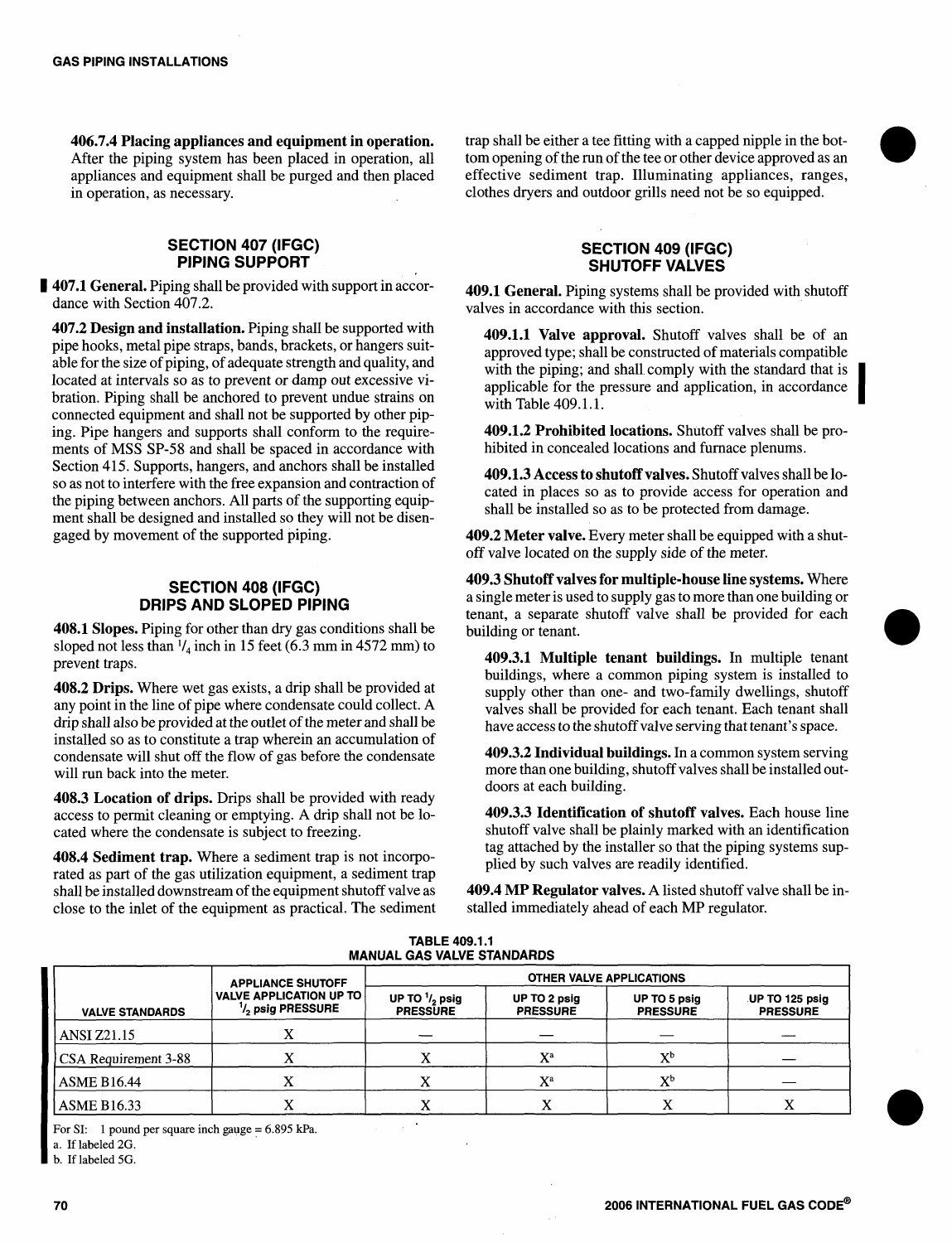**406.7.4 Placing appliances and equipment in operation.** After the piping system has been placed in operation, all appliances and equipment shall be purged and then placed in operation, as necessary.

## SECTION 407 (IFGC) PIPING SUPPORT

**407.1 General.** Piping shall be provided with support in accordance with Section 407.2.

**407.2 Design and installation.** Piping shall be supported with pipe hooks, metal pipe straps, bands, brackets, or hangers suitable for the size of piping, of adequate strength and quality, and located at intervals so as to prevent or damp out excessive vibration. Piping shall be anchored to prevent undue strains on connected equipment and shall not be supported by other piping. Pipe hangers and supports shall conform to the requirements of MSS SP-58 and shall be spaced in accordance with Section 415. Supports, hangers, and anchors shall be installed so as not to interfere with the free expansion and contraction of the piping between anchors. All parts of the supporting equipment shall be designed and installed so they will not be disengaged by movement of the supported piping.

## SECTION 408 (IFGC) DRIPS AND SLOPED PIPING

**408.1 Slopes.** Piping for other than dry gas conditions shall be sloped not less than 1/4 inch in 15 feet (6.3 mm in 4572 mm) to prevent traps.

**408.2 Drips.** Where wet gas exists, a drip shall be provided at any point in the line of pipe where condensate could collect. A drip shall also be provided at the outlet of the meter and shall be installed so as to constitute a trap wherein an accumulation of condensate will shut off the flow of gas before the condensate will run back into the meter.

**408.3 Location of drips.** Drips shall be provided with ready access to permit cleaning or emptying. A drip shall not be located where the condensate is subject to freezing.

**408.4 Sediment trap.** Where a sediment trap is not incorporated as part of the gas utilization equipment, a sediment trap shall be installed downstream of the equipment shutoff valve as close to the inlet of the equipment as practical. The sediment trap shall be either a tee fitting with a capped nipple in the bottom opening of the run of the tee or other device approved as an effective sediment trap. Illuminating appliances, ranges, clothes dryers and outdoor grills need not be so equipped.

## SECTION 409 (IFGC) SHUTOFF VALVES

**409.1 General.** Piping systems shall be provided with shutoff valves in accordance with this section.

**409.1.1 Valve approval.** Shutoff valves shall be of an approved type; shall be constructed of materials compatible with the piping; and shall comply with the standard that is applicable for the pressure and application, in accordance with Table 409.1.1.

**409.1.2 Prohibited locations.** Shutoff valves shall be prohibited in concealed locations and furnace plenums.

**409.1.3 Access to shutoff valves.** Shutoff valves shall be located in places so as to provide access for operation and shall be installed so as to be protected from damage.

**409.2 Meter valve.** Every meter shall be equipped with a shutoff valve located on the supply side of the meter.

**409.3 Shutoff valves for multiple-house line systems.** Where a single meter is used to supply gas to more than one building or tenant, a separate shutoff valve shall be provided for each building or tenant.

**409.3.1 Multiple tenant buildings.** In multiple tenant buildings, where a common piping system is installed to supply other than one- and two-family dwellings, shutoff valves shall be provided for each tenant. Each tenant shall have access to the shutoff valve serving that tenant's space.

**409.3.2 Individual buildings.** In a common system serving more than one building, shutoff valves shall be installed outdoors at each building.

**409.3.3 Identification of shutoff valves.** Each house line shutoff valve shall be plainly marked with an identification tag attached by the installer so that the piping systems supplied by such valves are readily identified.

**409.4 MP Regulator valves.** A listed shutoff valve shall be installed immediately ahead of each MP regulator.

**TABLE 409.1.1 MANUAL GAS VALVE STANDARDS**

| VALVE STANDARDS | APPLIANCE SHUTOFF VALVE APPLICATION UP TO 1/2 psig PRESSURE | OTHER VALVE APPLICATIONS | | | |
|---|---|---|---|---|---|
| | | UP TO 1/2 psig PRESSURE | UP TO 2 psig PRESSURE | UP TO 5 psig PRESSURE | UP TO 125 psig PRESSURE |
| ANSI Z21.15 | X | — | — | — | — |
| CSA Requirement 3-88 | X | X | X[a] | X[b] | — |
| ASME B16.44 | X | X | X[a] | X[b] | — |
| ASME B16.33 | X | X | X | X | X |

For SI: 1 pound per square inch gauge = 6.895 kPa.

a. If labeled 2G.

b. If labeled 5G.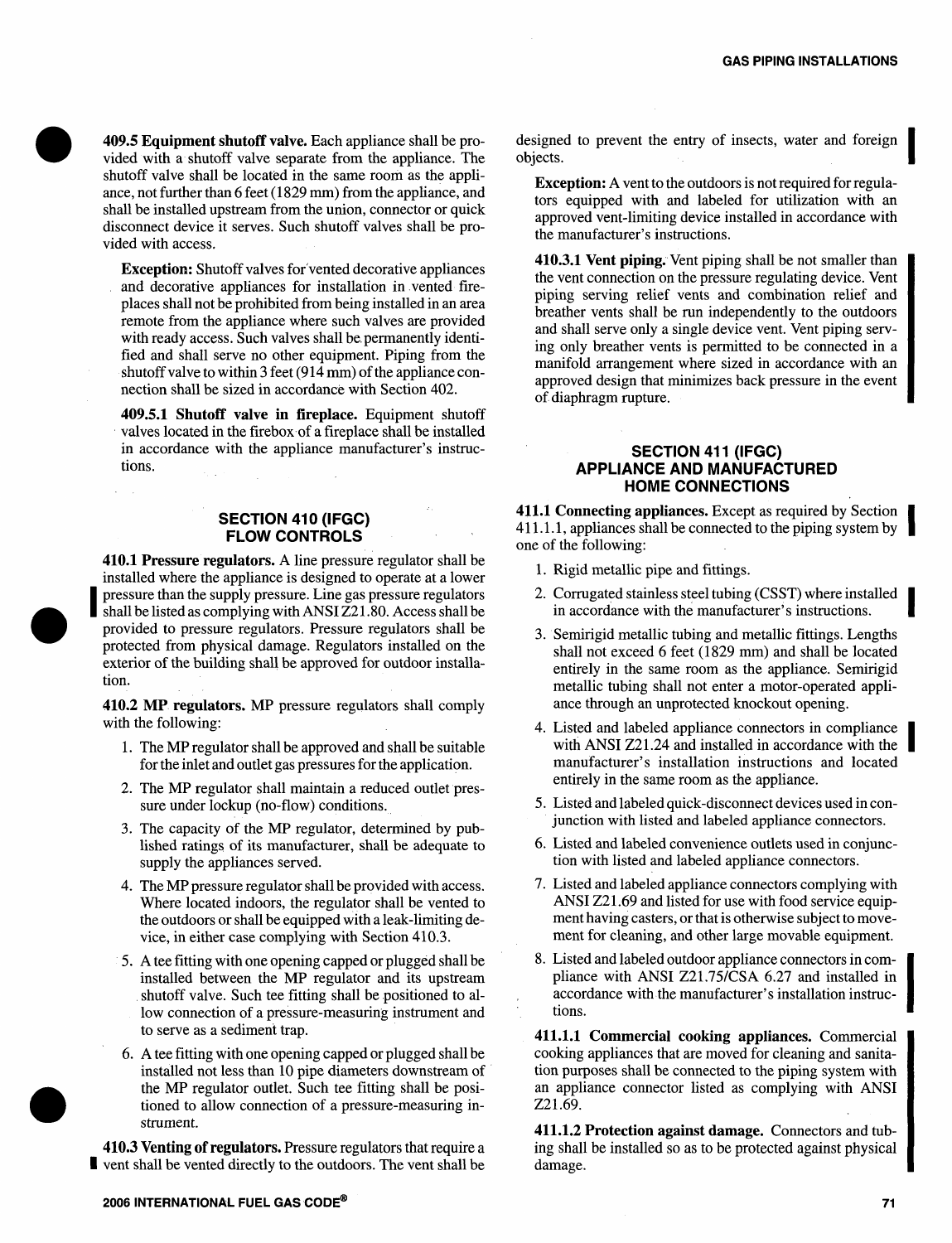**409.5 Equipment shutoff valve.** Each appliance shall be provided with a shutoff valve separate from the appliance. The shutoff valve shall be located in the same room as the appliance, not further than 6 feet (1829 mm) from the appliance, and shall be installed upstream from the union, connector or quick disconnect device it serves. Such shutoff valves shall be provided with access.

**Exception:** Shutoff valves for vented decorative appliances and decorative appliances for installation in vented fireplaces shall not be prohibited from being installed in an area remote from the appliance where such valves are provided with ready access. Such valves shall be permanently identified and shall serve no other equipment. Piping from the shutoff valve to within 3 feet (914 mm) of the appliance connection shall be sized in accordance with Section 402.

**409.5.1 Shutoff valve in fireplace.** Equipment shutoff valves located in the firebox of a fireplace shall be installed in accordance with the appliance manufacturer's instructions.

## SECTION 410 (IFGC) FLOW CONTROLS

**410.1 Pressure regulators.** A line pressure regulator shall be installed where the appliance is designed to operate at a lower pressure than the supply pressure. Line gas pressure regulators shall be listed as complying with ANSI Z21.80. Access shall be provided to pressure regulators. Pressure regulators shall be protected from physical damage. Regulators installed on the exterior of the building shall be approved for outdoor installation.

**410.2 MP regulators.** MP pressure regulators shall comply with the following:

1. The MP regulator shall be approved and shall be suitable for the inlet and outlet gas pressures for the application.
2. The MP regulator shall maintain a reduced outlet pressure under lockup (no-flow) conditions.
3. The capacity of the MP regulator, determined by published ratings of its manufacturer, shall be adequate to supply the appliances served.
4. The MP pressure regulator shall be provided with access. Where located indoors, the regulator shall be vented to the outdoors or shall be equipped with a leak-limiting device, in either case complying with Section 410.3.
5. A tee fitting with one opening capped or plugged shall be installed between the MP regulator and its upstream shutoff valve. Such tee fitting shall be positioned to allow connection of a pressure-measuring instrument and to serve as a sediment trap.
6. A tee fitting with one opening capped or plugged shall be installed not less than 10 pipe diameters downstream of the MP regulator outlet. Such tee fitting shall be positioned to allow connection of a pressure-measuring instrument.

**410.3 Venting of regulators.** Pressure regulators that require a vent shall be vented directly to the outdoors. The vent shall be designed to prevent the entry of insects, water and foreign objects.

**Exception:** A vent to the outdoors is not required for regulators equipped with and labeled for utilization with an approved vent-limiting device installed in accordance with the manufacturer's instructions.

**410.3.1 Vent piping.** Vent piping shall be not smaller than the vent connection on the pressure regulating device. Vent piping serving relief vents and combination relief and breather vents shall be run independently to the outdoors and shall serve only a single device vent. Vent piping serving only breather vents is permitted to be connected in a manifold arrangement where sized in accordance with an approved design that minimizes back pressure in the event of diaphragm rupture.

## SECTION 411 (IFGC) APPLIANCE AND MANUFACTURED HOME CONNECTIONS

**411.1 Connecting appliances.** Except as required by Section 411.1.1, appliances shall be connected to the piping system by one of the following:

1. Rigid metallic pipe and fittings.
2. Corrugated stainless steel tubing (CSST) where installed in accordance with the manufacturer's instructions.
3. Semirigid metallic tubing and metallic fittings. Lengths shall not exceed 6 feet (1829 mm) and shall be located entirely in the same room as the appliance. Semirigid metallic tubing shall not enter a motor-operated appliance through an unprotected knockout opening.
4. Listed and labeled appliance connectors in compliance with ANSI Z21.24 and installed in accordance with the manufacturer's installation instructions and located entirely in the same room as the appliance.
5. Listed and labeled quick-disconnect devices used in conjunction with listed and labeled appliance connectors.
6. Listed and labeled convenience outlets used in conjunction with listed and labeled appliance connectors.
7. Listed and labeled appliance connectors complying with ANSI Z21.69 and listed for use with food service equipment having casters, or that is otherwise subject to movement for cleaning, and other large movable equipment.
8. Listed and labeled outdoor appliance connectors in compliance with ANSI Z21.75/CSA 6.27 and installed in accordance with the manufacturer's installation instructions.

**411.1.1 Commercial cooking appliances.** Commercial cooking appliances that are moved for cleaning and sanitation purposes shall be connected to the piping system with an appliance connector listed as complying with ANSI Z21.69.

**411.1.2 Protection against damage.** Connectors and tubing shall be installed so as to be protected against physical damage.